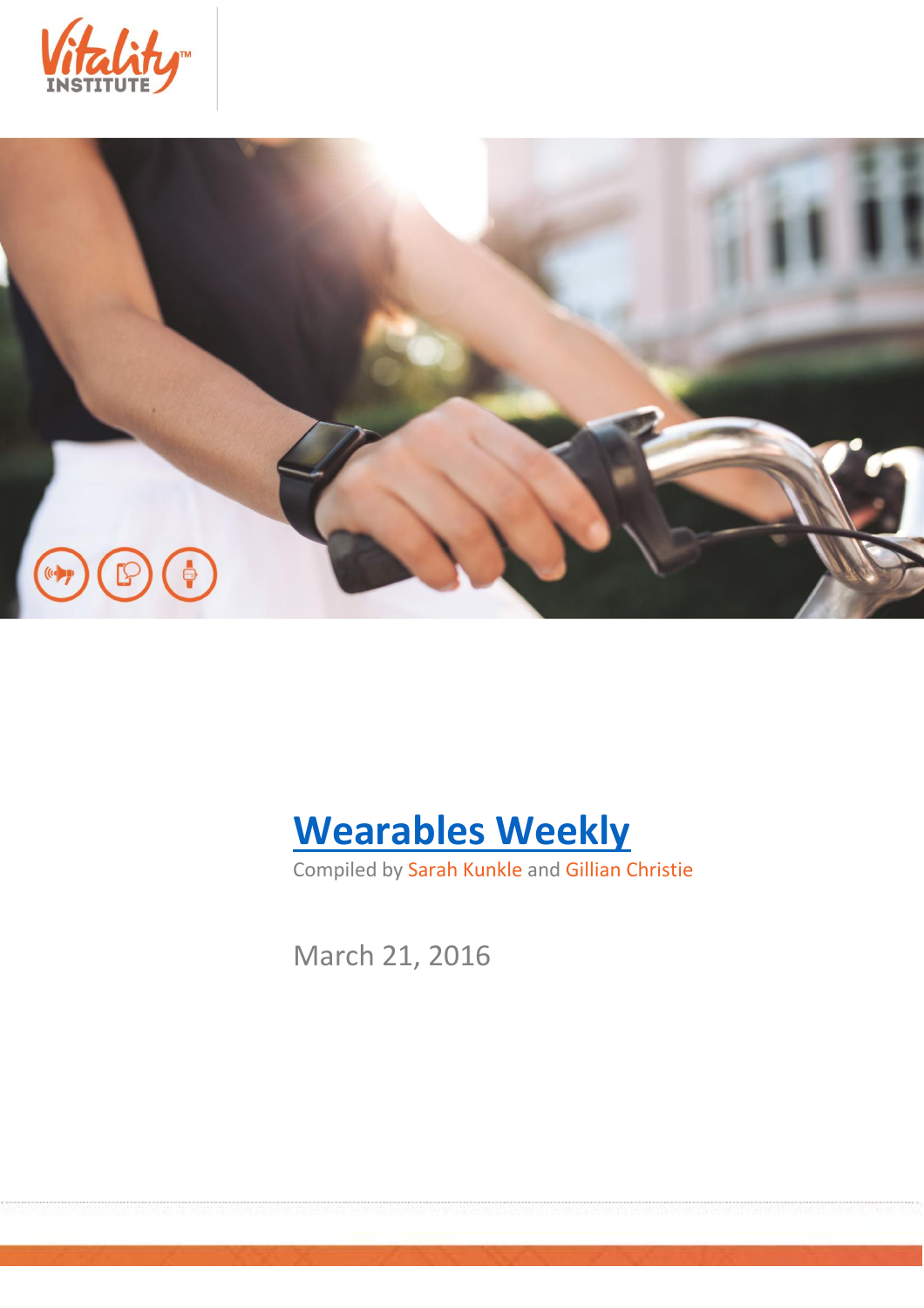Vitality INSTITUTE

# Wearables Weekly

Compiled by Sarah Kunkle and Gillian Christie

March 21, 2016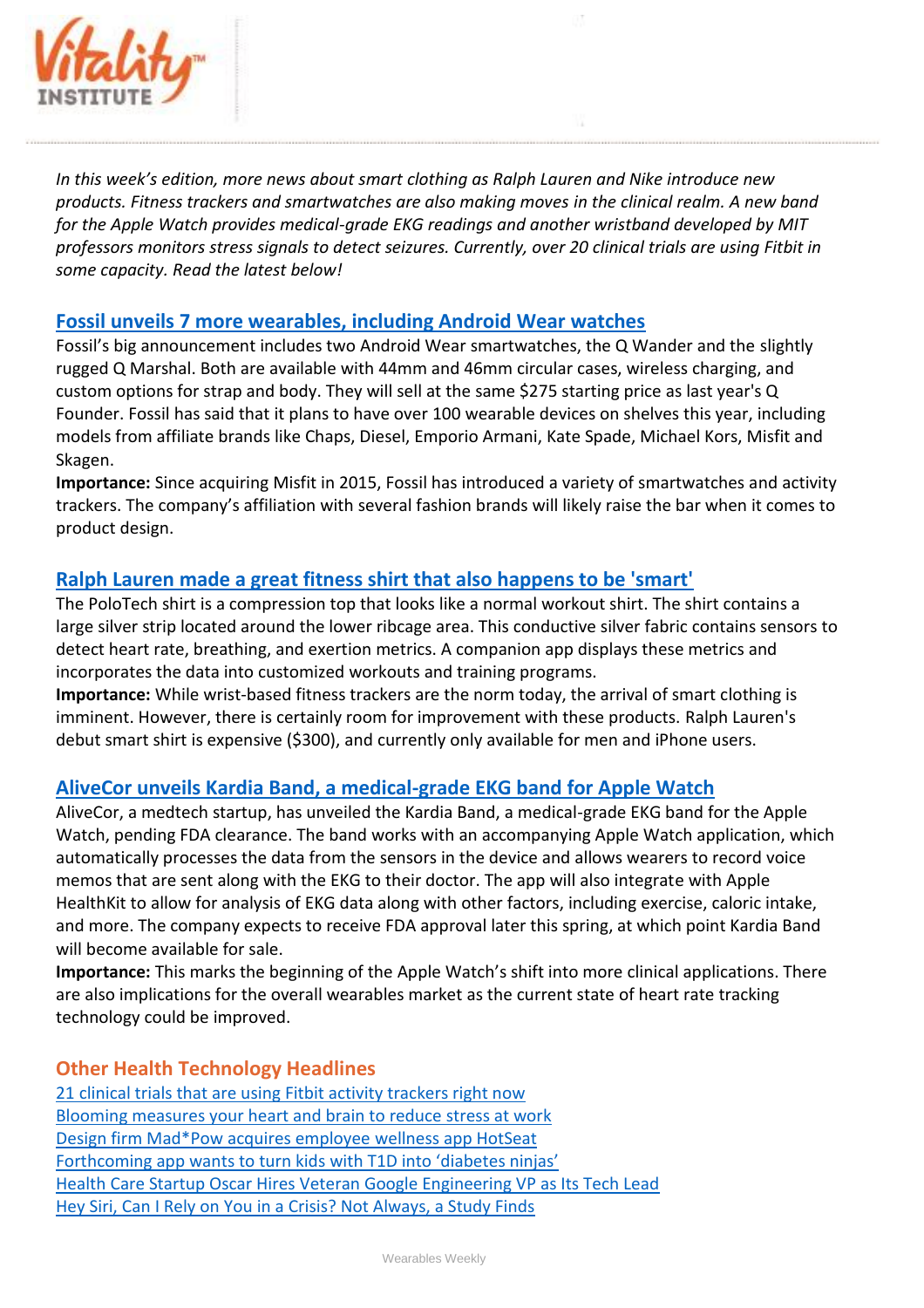*In this week's edition, more news about smart clothing as Ralph Lauren and Nike introduce new products. Fitness trackers and smartwatches are also making moves in the clinical realm. A new band for the Apple Watch provides medical-grade EKG readings and another wristband developed by MIT professors monitors stress signals to detect seizures. Currently, over 20 clinical trials are using Fitbit in some capacity. Read the latest below!*

## Fossil unveils 7 more wearables, including Android Wear watches

Fossil's big announcement includes two Android Wear smartwatches, the Q Wander and the slightly rugged Q Marshal. Both are available with 44mm and 46mm circular cases, wireless charging, and custom options for strap and body. They will sell at the same $275 starting price as last year's Q Founder. Fossil has said that it plans to have over 100 wearable devices on shelves this year, including models from affiliate brands like Chaps, Diesel, Emporio Armani, Kate Spade, Michael Kors, Misfit and Skagen.

**Importance:** Since acquiring Misfit in 2015, Fossil has introduced a variety of smartwatches and activity trackers. The company's affiliation with several fashion brands will likely raise the bar when it comes to product design.

## Ralph Lauren made a great fitness shirt that also happens to be 'smart'

The PoloTech shirt is a compression top that looks like a normal workout shirt. The shirt contains a large silver strip located around the lower ribcage area. This conductive silver fabric contains sensors to detect heart rate, breathing, and exertion metrics. A companion app displays these metrics and incorporates the data into customized workouts and training programs.

**Importance:** While wrist-based fitness trackers are the norm today, the arrival of smart clothing is imminent. However, there is certainly room for improvement with these products. Ralph Lauren's debut smart shirt is expensive ($300), and currently only available for men and iPhone users.

## AliveCor unveils Kardia Band, a medical-grade EKG band for Apple Watch

AliveCor, a medtech startup, has unveiled the Kardia Band, a medical-grade EKG band for the Apple Watch, pending FDA clearance. The band works with an accompanying Apple Watch application, which automatically processes the data from the sensors in the device and allows wearers to record voice memos that are sent along with the EKG to their doctor. The app will also integrate with Apple HealthKit to allow for analysis of EKG data along with other factors, including exercise, caloric intake, and more. The company expects to receive FDA approval later this spring, at which point Kardia Band will become available for sale.

**Importance:** This marks the beginning of the Apple Watch's shift into more clinical applications. There are also implications for the overall wearables market as the current state of heart rate tracking technology could be improved.

## Other Health Technology Headlines

21 clinical trials that are using Fitbit activity trackers right now
Blooming measures your heart and brain to reduce stress at work
Design firm Mad*Pow acquires employee wellness app HotSeat
Forthcoming app wants to turn kids with T1D into 'diabetes ninjas'
Health Care Startup Oscar Hires Veteran Google Engineering VP as Its Tech Lead
Hey Siri, Can I Rely on You in a Crisis? Not Always, a Study Finds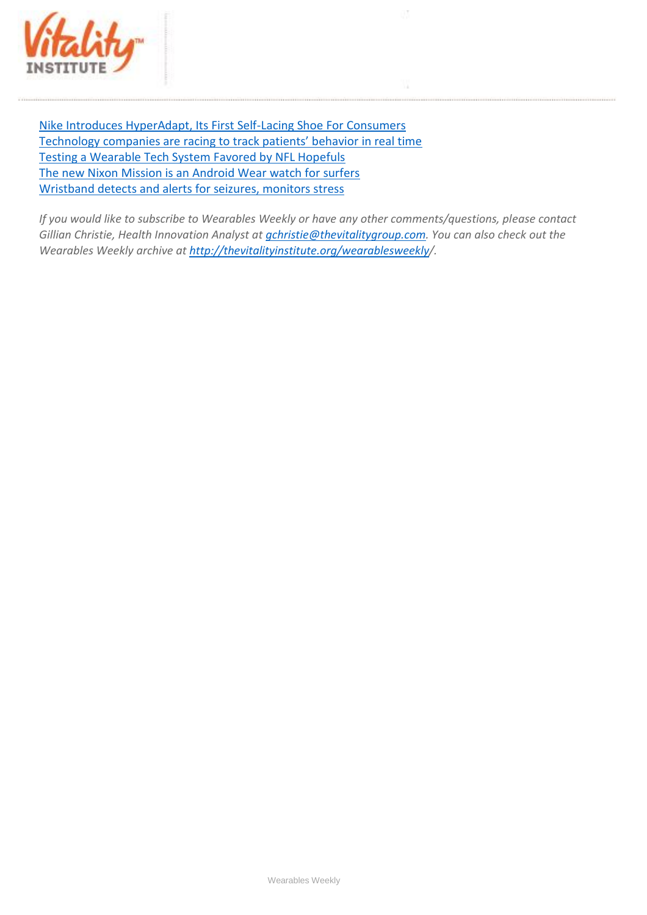[Nike Introduces HyperAdapt, Its First Self-Lacing Shoe For Consumers]()
[Technology companies are racing to track patients' behavior in real time]()
[Testing a Wearable Tech System Favored by NFL Hopefuls]()
[The new Nixon Mission is an Android Wear watch for surfers]()
[Wristband detects and alerts for seizures, monitors stress]()

*If you would like to subscribe to Wearables Weekly or have any other comments/questions, please contact Gillian Christie, Health Innovation Analyst at [gchristie@thevitalitygroup.com](mailto:gchristie@thevitalitygroup.com). You can also check out the Wearables Weekly archive at [http://thevitalityinstitute.org/wearablesweekly](http://thevitalityinstitute.org/wearablesweekly)/.*